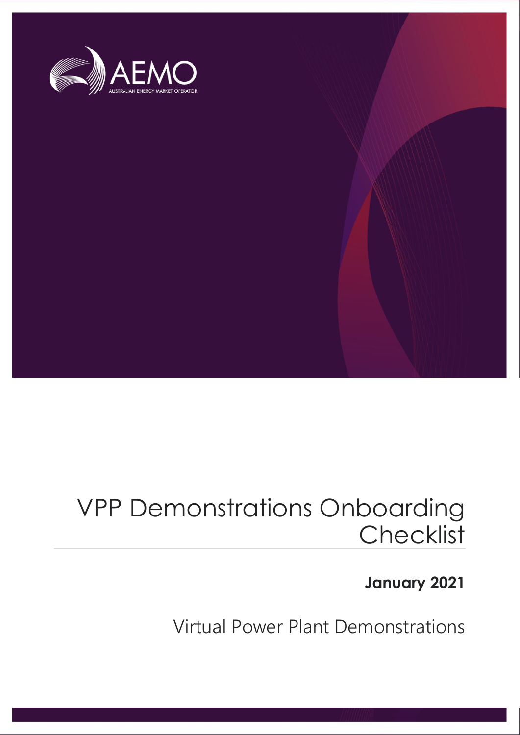AEMO

AUSTRALIAN ENERGY MARKET OPERATOR

# VPP Demonstrations Onboarding Checklist

**January 2021**

Virtual Power Plant Demonstrations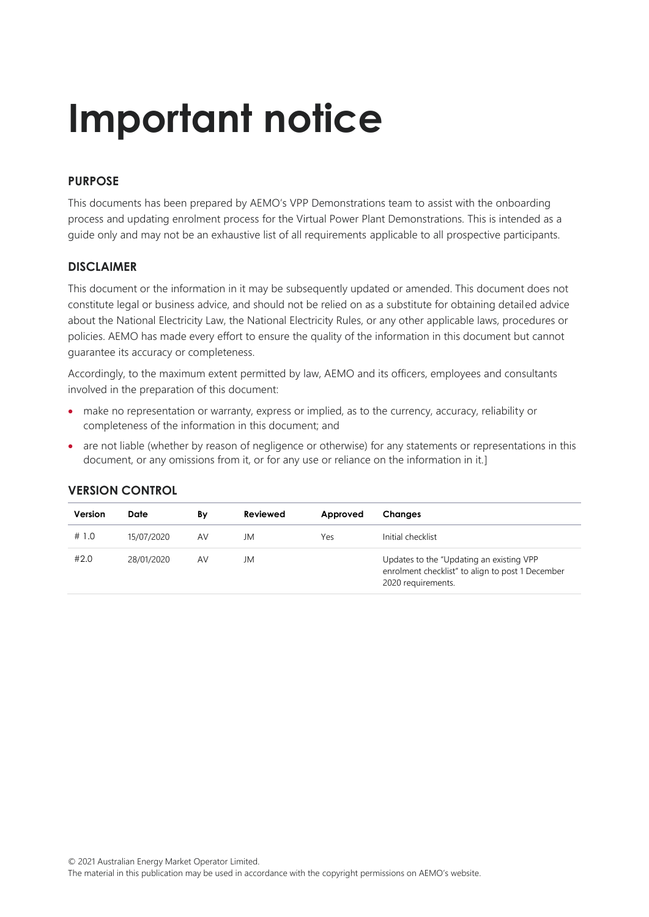# Important notice

## PURPOSE

This documents has been prepared by AEMO's VPP Demonstrations team to assist with the onboarding process and updating enrolment process for the Virtual Power Plant Demonstrations. This is intended as a guide only and may not be an exhaustive list of all requirements applicable to all prospective participants.

## DISCLAIMER

This document or the information in it may be subsequently updated or amended. This document does not constitute legal or business advice, and should not be relied on as a substitute for obtaining detailed advice about the National Electricity Law, the National Electricity Rules, or any other applicable laws, procedures or policies. AEMO has made every effort to ensure the quality of the information in this document but cannot guarantee its accuracy or completeness.

Accordingly, to the maximum extent permitted by law, AEMO and its officers, employees and consultants involved in the preparation of this document:

- make no representation or warranty, express or implied, as to the currency, accuracy, reliability or completeness of the information in this document; and
- are not liable (whether by reason of negligence or otherwise) for any statements or representations in this document, or any omissions from it, or for any use or reliance on the information in it.]

## VERSION CONTROL

| Version | Date | By | Reviewed | Approved | Changes |
|---|---|---|---|---|---|
| # 1.0 | 15/07/2020 | AV | JM | Yes | Initial checklist |
| #2.0 | 28/01/2020 | AV | JM | | Updates to the "Updating an existing VPP enrolment checklist" to align to post 1 December 2020 requirements. |

© 2021 Australian Energy Market Operator Limited.
The material in this publication may be used in accordance with the copyright permissions on AEMO's website.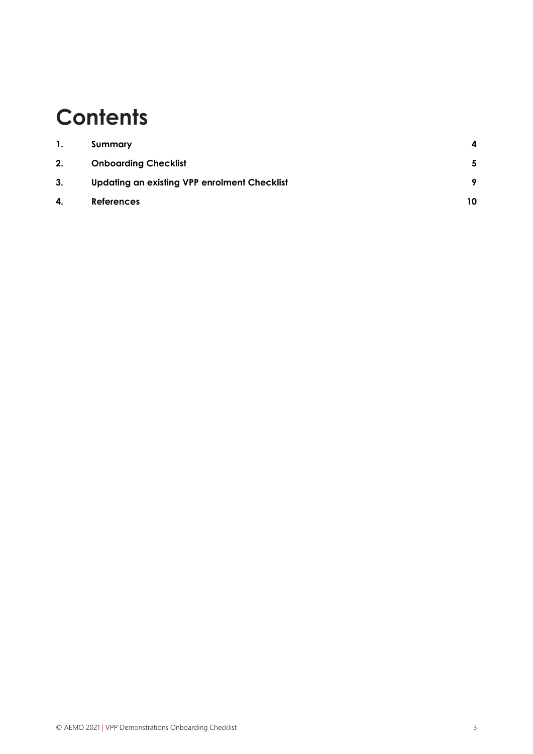# Contents

| | | |
|---|---|---|
| **1.** | **Summary** | **4** |
| **2.** | **Onboarding Checklist** | **5** |
| **3.** | **Updating an existing VPP enrolment Checklist** | **9** |
| **4.** | **References** | **10** |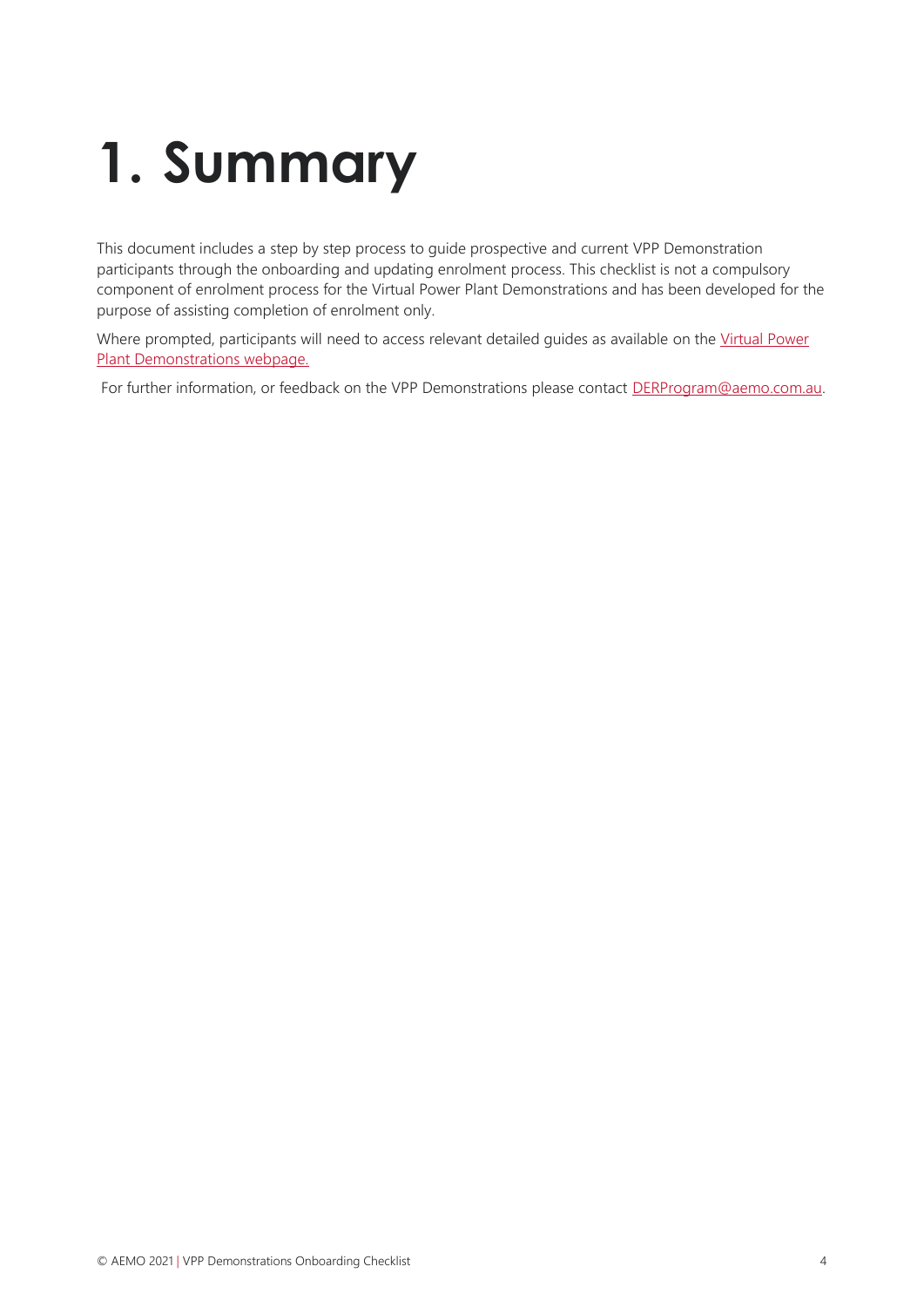# 1. Summary

This document includes a step by step process to guide prospective and current VPP Demonstration participants through the onboarding and updating enrolment process. This checklist is not a compulsory component of enrolment process for the Virtual Power Plant Demonstrations and has been developed for the purpose of assisting completion of enrolment only.

Where prompted, participants will need to access relevant detailed guides as available on the Virtual Power Plant Demonstrations webpage.

For further information, or feedback on the VPP Demonstrations please contact DERProgram@aemo.com.au.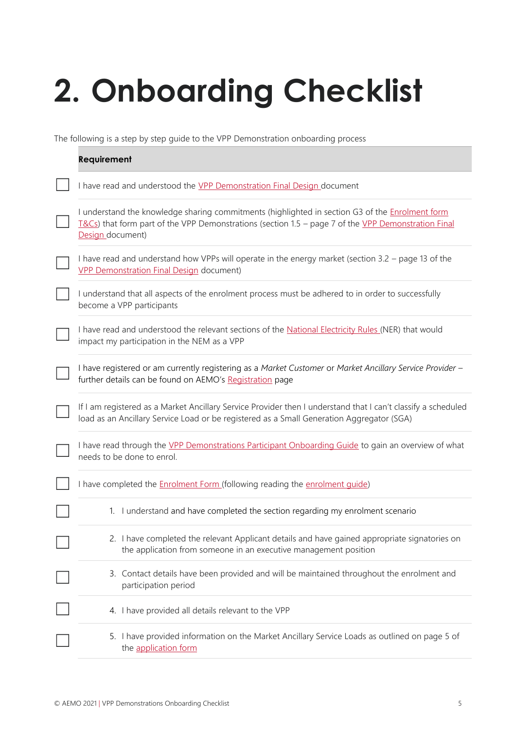# 2. Onboarding Checklist

The following is a step by step guide to the VPP Demonstration onboarding process

| | Requirement |
|---|---|
| ☐ | I have read and understood the VPP Demonstration Final Design document |
| ☐ | I understand the knowledge sharing commitments (highlighted in section G3 of the Enrolment form T&Cs) that form part of the VPP Demonstrations (section 1.5 – page 7 of the VPP Demonstration Final Design document) |
| ☐ | I have read and understand how VPPs will operate in the energy market (section 3.2 – page 13 of the VPP Demonstration Final Design document) |
| ☐ | I understand that all aspects of the enrolment process must be adhered to in order to successfully become a VPP participants |
| ☐ | I have read and understood the relevant sections of the National Electricity Rules (NER) that would impact my participation in the NEM as a VPP |
| ☐ | I have registered or am currently registering as a *Market Customer* or *Market Ancillary Service Provider* – further details can be found on AEMO's Registration page |
| ☐ | If I am registered as a Market Ancillary Service Provider then I understand that I can't classify a scheduled load as an Ancillary Service Load or be registered as a Small Generation Aggregator (SGA) |
| ☐ | I have read through the VPP Demonstrations Participant Onboarding Guide to gain an overview of what needs to be done to enrol. |
| ☐ | I have completed the Enrolment Form (following reading the enrolment guide) |
| ☐ | 1. I understand and have completed the section regarding my enrolment scenario |
| ☐ | 2. I have completed the relevant Applicant details and have gained appropriate signatories on the application from someone in an executive management position |
| ☐ | 3. Contact details have been provided and will be maintained throughout the enrolment and participation period |
| ☐ | 4. I have provided all details relevant to the VPP |
| ☐ | 5. I have provided information on the Market Ancillary Service Loads as outlined on page 5 of the application form |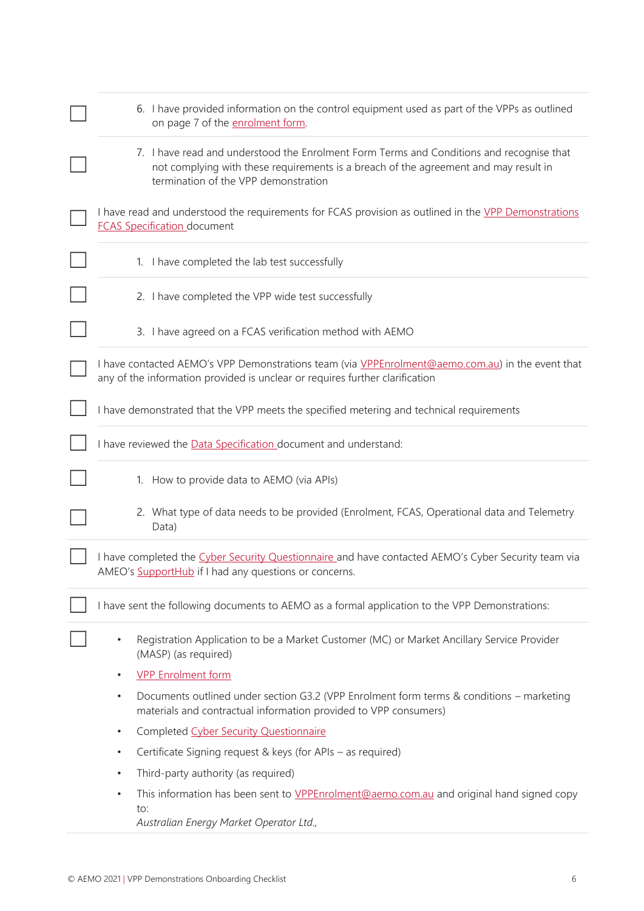- [ ] 6. I have provided information on the control equipment used as part of the VPPs as outlined on page 7 of the enrolment form.
- [ ] 7. I have read and understood the Enrolment Form Terms and Conditions and recognise that not complying with these requirements is a breach of the agreement and may result in termination of the VPP demonstration
- [ ] I have read and understood the requirements for FCAS provision as outlined in the VPP Demonstrations FCAS Specification document
- [ ] 1. I have completed the lab test successfully
- [ ] 2. I have completed the VPP wide test successfully
- [ ] 3. I have agreed on a FCAS verification method with AEMO
- [ ] I have contacted AEMO's VPP Demonstrations team (via VPPEnrolment@aemo.com.au) in the event that any of the information provided is unclear or requires further clarification
- [ ] I have demonstrated that the VPP meets the specified metering and technical requirements
- [ ] I have reviewed the Data Specification document and understand:
- [ ] 1. How to provide data to AEMO (via APIs)
- [ ] 2. What type of data needs to be provided (Enrolment, FCAS, Operational data and Telemetry Data)
- [ ] I have completed the Cyber Security Questionnaire and have contacted AEMO's Cyber Security team via AMEO's SupportHub if I had any questions or concerns.
- [ ] I have sent the following documents to AEMO as a formal application to the VPP Demonstrations:
- [ ] 
  - Registration Application to be a Market Customer (MC) or Market Ancillary Service Provider (MASP) (as required)
  - VPP Enrolment form
  - Documents outlined under section G3.2 (VPP Enrolment form terms & conditions – marketing materials and contractual information provided to VPP consumers)
  - Completed Cyber Security Questionnaire
  - Certificate Signing request & keys (for APIs – as required)
  - Third-party authority (as required)
  - This information has been sent to VPPEnrolment@aemo.com.au and original hand signed copy to:
    *Australian Energy Market Operator Ltd.,*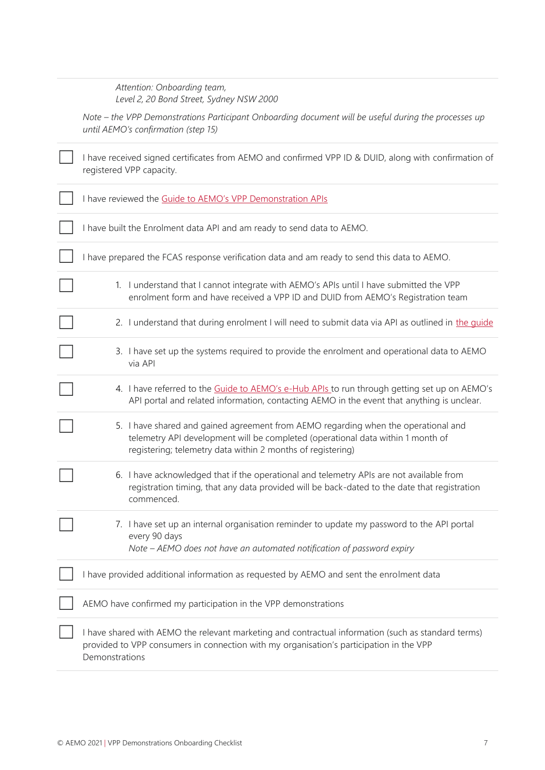*Attention: Onboarding team,*
*Level 2, 20 Bond Street, Sydney NSW 2000*

*Note – the VPP Demonstrations Participant Onboarding document will be useful during the processes up until AEMO's confirmation (step 15)*

- [ ] I have received signed certificates from AEMO and confirmed VPP ID & DUID, along with confirmation of registered VPP capacity.
- [ ] I have reviewed the [Guide to AEMO's VPP Demonstration APIs]()
- [ ] I have built the Enrolment data API and am ready to send data to AEMO.
- [ ] I have prepared the FCAS response verification data and am ready to send this data to AEMO.
- [ ] 1. I understand that I cannot integrate with AEMO's APIs until I have submitted the VPP enrolment form and have received a VPP ID and DUID from AEMO's Registration team
- [ ] 2. I understand that during enrolment I will need to submit data via API as outlined in [the guide]()
- [ ] 3. I have set up the systems required to provide the enrolment and operational data to AEMO via API
- [ ] 4. I have referred to the [Guide to AEMO's e-Hub APIs]() to run through getting set up on AEMO's API portal and related information, contacting AEMO in the event that anything is unclear.
- [ ] 5. I have shared and gained agreement from AEMO regarding when the operational and telemetry API development will be completed (operational data within 1 month of registering; telemetry data within 2 months of registering)
- [ ] 6. I have acknowledged that if the operational and telemetry APIs are not available from registration timing, that any data provided will be back-dated to the date that registration commenced.
- [ ] 7. I have set up an internal organisation reminder to update my password to the API portal every 90 days
  *Note – AEMO does not have an automated notification of password expiry*
- [ ] I have provided additional information as requested by AEMO and sent the enrolment data
- [ ] AEMO have confirmed my participation in the VPP demonstrations
- [ ] I have shared with AEMO the relevant marketing and contractual information (such as standard terms) provided to VPP consumers in connection with my organisation's participation in the VPP Demonstrations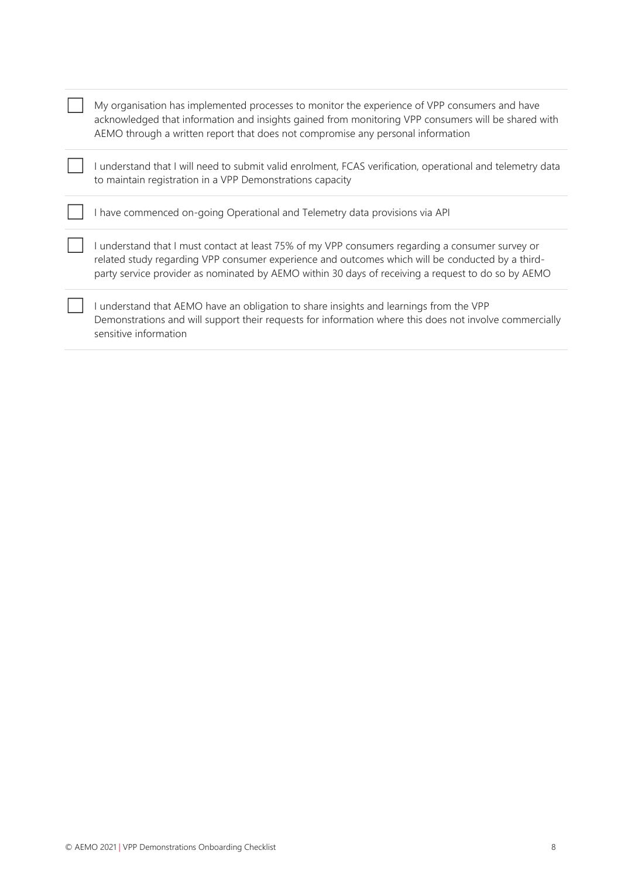- [ ] My organisation has implemented processes to monitor the experience of VPP consumers and have acknowledged that information and insights gained from monitoring VPP consumers will be shared with AEMO through a written report that does not compromise any personal information
- [ ] I understand that I will need to submit valid enrolment, FCAS verification, operational and telemetry data to maintain registration in a VPP Demonstrations capacity
- [ ] I have commenced on-going Operational and Telemetry data provisions via API
- [ ] I understand that I must contact at least 75% of my VPP consumers regarding a consumer survey or related study regarding VPP consumer experience and outcomes which will be conducted by a third-party service provider as nominated by AEMO within 30 days of receiving a request to do so by AEMO
- [ ] I understand that AEMO have an obligation to share insights and learnings from the VPP Demonstrations and will support their requests for information where this does not involve commercially sensitive information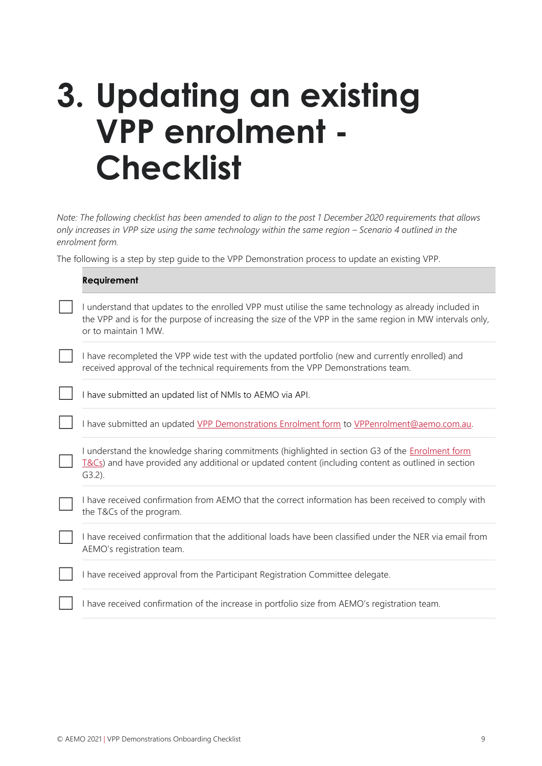# 3. Updating an existing VPP enrolment - Checklist

*Note: The following checklist has been amended to align to the post 1 December 2020 requirements that allows only increases in VPP size using the same technology within the same region – Scenario 4 outlined in the enrolment form.*

The following is a step by step guide to the VPP Demonstration process to update an existing VPP.

| | **Requirement** |
|---|---|
| ☐ | I understand that updates to the enrolled VPP must utilise the same technology as already included in the VPP and is for the purpose of increasing the size of the VPP in the same region in MW intervals only, or to maintain 1 MW. |
| ☐ | I have recompleted the VPP wide test with the updated portfolio (new and currently enrolled) and received approval of the technical requirements from the VPP Demonstrations team. |
| ☐ | I have submitted an updated list of NMIs to AEMO via API. |
| ☐ | I have submitted an updated VPP Demonstrations Enrolment form to VPPenrolment@aemo.com.au. |
| ☐ | I understand the knowledge sharing commitments (highlighted in section G3 of the Enrolment form T&Cs) and have provided any additional or updated content (including content as outlined in section G3.2). |
| ☐ | I have received confirmation from AEMO that the correct information has been received to comply with the T&Cs of the program. |
| ☐ | I have received confirmation that the additional loads have been classified under the NER via email from AEMO's registration team. |
| ☐ | I have received approval from the Participant Registration Committee delegate. |
| ☐ | I have received confirmation of the increase in portfolio size from AEMO's registration team. |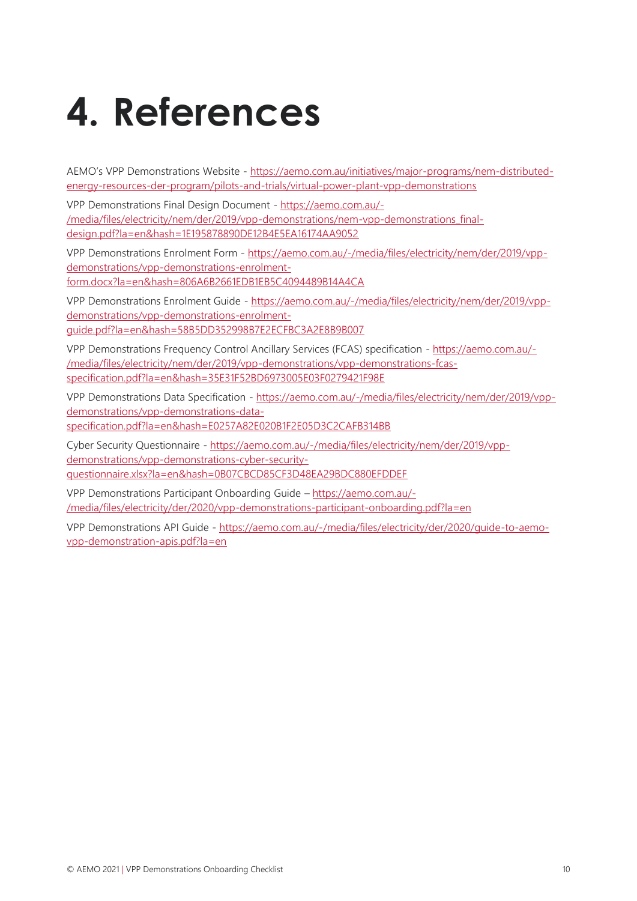# 4. References

AEMO's VPP Demonstrations Website - https://aemo.com.au/initiatives/major-programs/nem-distributed-energy-resources-der-program/pilots-and-trials/virtual-power-plant-vpp-demonstrations

VPP Demonstrations Final Design Document - https://aemo.com.au/-/media/files/electricity/nem/der/2019/vpp-demonstrations/nem-vpp-demonstrations_final-design.pdf?la=en&hash=1E195878890DE12B4E5EA16174AA9052

VPP Demonstrations Enrolment Form - https://aemo.com.au/-/media/files/electricity/nem/der/2019/vpp-demonstrations/vpp-demonstrations-enrolment-form.docx?la=en&hash=806A6B2661EDB1EB5C4094489B14A4CA

VPP Demonstrations Enrolment Guide - https://aemo.com.au/-/media/files/electricity/nem/der/2019/vpp-demonstrations/vpp-demonstrations-enrolment-guide.pdf?la=en&hash=58B5DD352998B7E2ECFBC3A2E8B9B007

VPP Demonstrations Frequency Control Ancillary Services (FCAS) specification - https://aemo.com.au/-/media/files/electricity/nem/der/2019/vpp-demonstrations/vpp-demonstrations-fcas-specification.pdf?la=en&hash=35E31F52BD6973005E03F0279421F98E

VPP Demonstrations Data Specification - https://aemo.com.au/-/media/files/electricity/nem/der/2019/vpp-demonstrations/vpp-demonstrations-data-specification.pdf?la=en&hash=E0257A82E020B1F2E05D3C2CAFB314BB

Cyber Security Questionnaire - https://aemo.com.au/-/media/files/electricity/nem/der/2019/vpp-demonstrations/vpp-demonstrations-cyber-security-questionnaire.xlsx?la=en&hash=0B07CBCD85CF3D48EA29BDC880EFDDEF

VPP Demonstrations Participant Onboarding Guide – https://aemo.com.au/-/media/files/electricity/der/2020/vpp-demonstrations-participant-onboarding.pdf?la=en

VPP Demonstrations API Guide - https://aemo.com.au/-/media/files/electricity/der/2020/guide-to-aemo-vpp-demonstration-apis.pdf?la=en